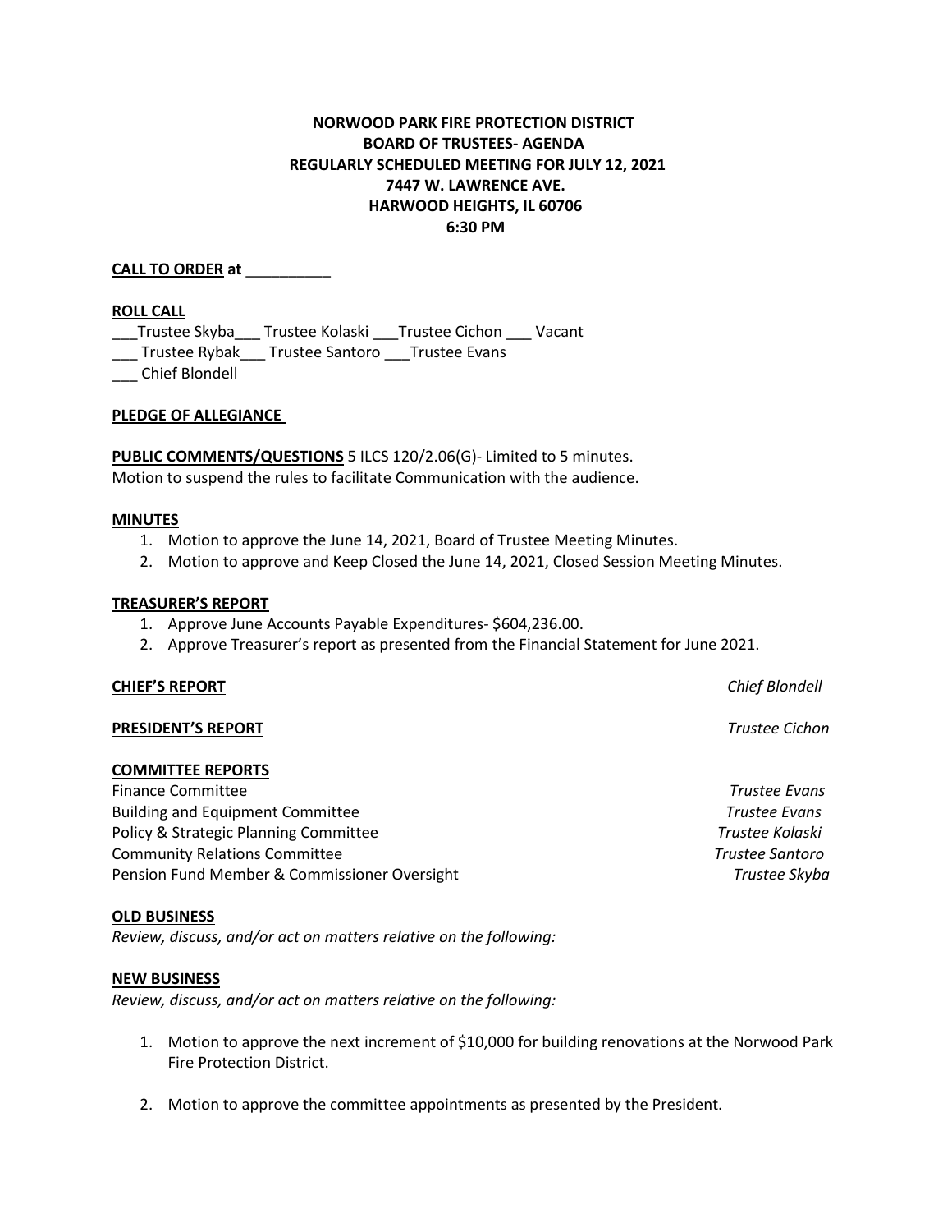**NORWOOD PARK FIRE PROTECTION DISTRICT**
**BOARD OF TRUSTEES- AGENDA**
**REGULARLY SCHEDULED MEETING FOR JULY 12, 2021**
**7447 W. LAWRENCE AVE.**
**HARWOOD HEIGHTS, IL 60706**
**6:30 PM**

**CALL TO ORDER at** __________

**ROLL CALL**

___Trustee Skyba___ Trustee Kolaski ___Trustee Cichon ___ Vacant
___ Trustee Rybak___ Trustee Santoro ___Trustee Evans
___ Chief Blondell

**PLEDGE OF ALLEGIANCE**

**PUBLIC COMMENTS/QUESTIONS** 5 ILCS 120/2.06(G)- Limited to 5 minutes.
Motion to suspend the rules to facilitate Communication with the audience.

**MINUTES**

1. Motion to approve the June 14, 2021, Board of Trustee Meeting Minutes.
2. Motion to approve and Keep Closed the June 14, 2021, Closed Session Meeting Minutes.

**TREASURER'S REPORT**

1. Approve June Accounts Payable Expenditures- $604,236.00.
2. Approve Treasurer's report as presented from the Financial Statement for June 2021.

**CHIEF'S REPORT** *Chief Blondell*

**PRESIDENT'S REPORT** *Trustee Cichon*

**COMMITTEE REPORTS**

Finance Committee *Trustee Evans*
Building and Equipment Committee *Trustee Evans*
Policy & Strategic Planning Committee *Trustee Kolaski*
Community Relations Committee *Trustee Santoro*
Pension Fund Member & Commissioner Oversight *Trustee Skyba*

**OLD BUSINESS**

*Review, discuss, and/or act on matters relative on the following:*

**NEW BUSINESS**

*Review, discuss, and/or act on matters relative on the following:*

1. Motion to approve the next increment of $10,000 for building renovations at the Norwood Park Fire Protection District.

2. Motion to approve the committee appointments as presented by the President.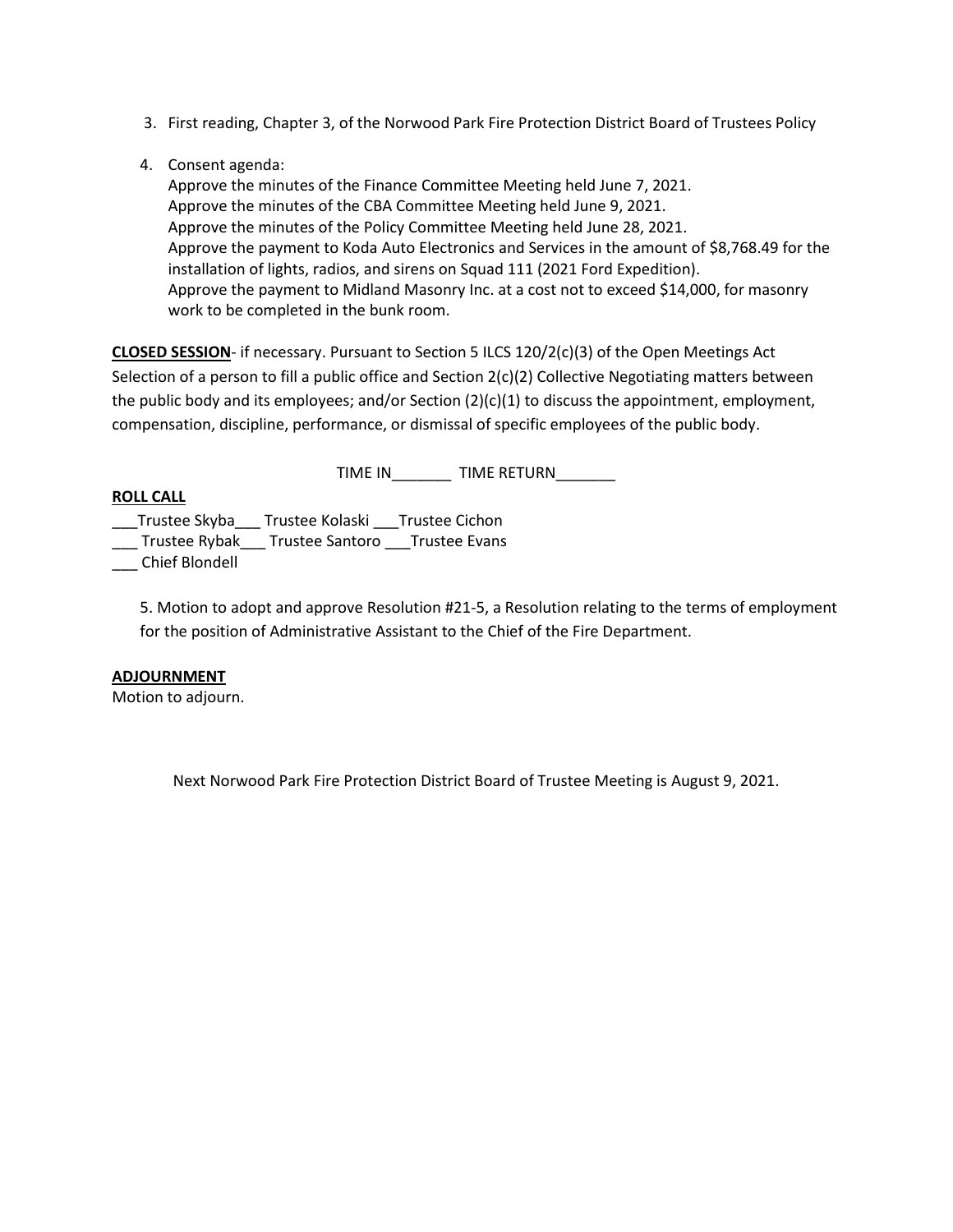3. First reading, Chapter 3, of the Norwood Park Fire Protection District Board of Trustees Policy

4. Consent agenda:
   Approve the minutes of the Finance Committee Meeting held June 7, 2021.
   Approve the minutes of the CBA Committee Meeting held June 9, 2021.
   Approve the minutes of the Policy Committee Meeting held June 28, 2021.
   Approve the payment to Koda Auto Electronics and Services in the amount of $8,768.49 for the installation of lights, radios, and sirens on Squad 111 (2021 Ford Expedition).
   Approve the payment to Midland Masonry Inc. at a cost not to exceed $14,000, for masonry work to be completed in the bunk room.

**CLOSED SESSION**- if necessary. Pursuant to Section 5 ILCS 120/2(c)(3) of the Open Meetings Act Selection of a person to fill a public office and Section 2(c)(2) Collective Negotiating matters between the public body and its employees; and/or Section (2)(c)(1) to discuss the appointment, employment, compensation, discipline, performance, or dismissal of specific employees of the public body.

TIME IN_______ TIME RETURN_______

**ROLL CALL**

___Trustee Skyba___ Trustee Kolaski ___Trustee Cichon
___ Trustee Rybak___ Trustee Santoro ___Trustee Evans
___ Chief Blondell

5. Motion to adopt and approve Resolution #21-5, a Resolution relating to the terms of employment for the position of Administrative Assistant to the Chief of the Fire Department.

**ADJOURNMENT**

Motion to adjourn.

Next Norwood Park Fire Protection District Board of Trustee Meeting is August 9, 2021.